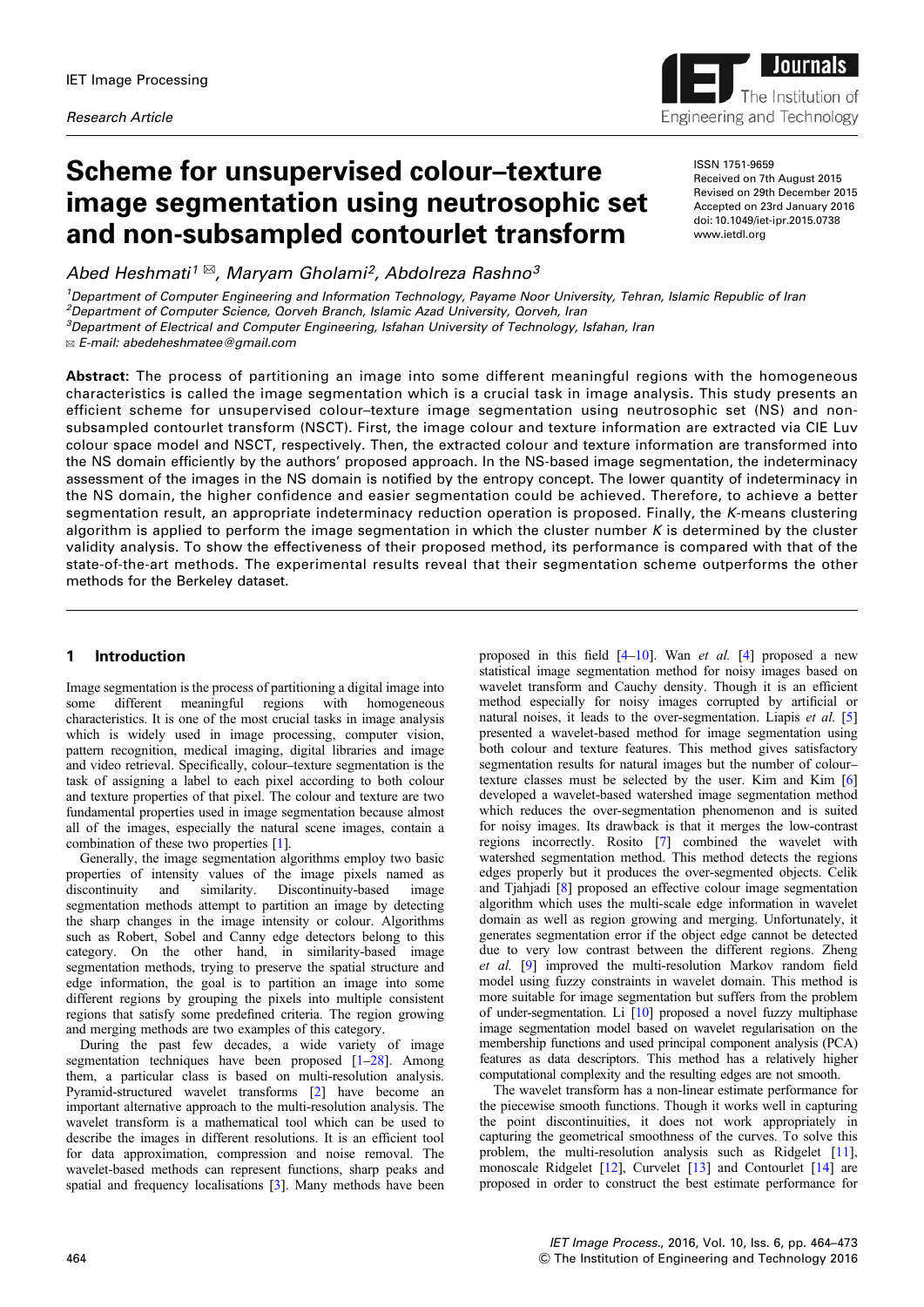IET Image Processing

*Research Article*

# Scheme for unsupervised colour–texture image segmentation using neutrosophic set and non-subsampled contourlet transform

ISSN 1751-9659
Received on 7th August 2015
Revised on 29th December 2015
Accepted on 23rd January 2016
doi: 10.1049/iet-ipr.2015.0738
www.ietdl.org

*Abed Heshmati*[1] ✉, *Maryam Gholami*[2], *Abdolreza Rashno*[3]

[1]*Department of Computer Engineering and Information Technology, Payame Noor University, Tehran, Islamic Republic of Iran*
[2]*Department of Computer Science, Qorveh Branch, Islamic Azad University, Qorveh, Iran*
[3]*Department of Electrical and Computer Engineering, Isfahan University of Technology, Isfahan, Iran*
✉ *E-mail: abedeheshmatee@gmail.com*

**Abstract:** The process of partitioning an image into some different meaningful regions with the homogeneous characteristics is called the image segmentation which is a crucial task in image analysis. This study presents an efficient scheme for unsupervised colour–texture image segmentation using neutrosophic set (NS) and non-subsampled contourlet transform (NSCT). First, the image colour and texture information are extracted via CIE Luv colour space model and NSCT, respectively. Then, the extracted colour and texture information are transformed into the NS domain efficiently by the authors' proposed approach. In the NS-based image segmentation, the indeterminacy assessment of the images in the NS domain is notified by the entropy concept. The lower quantity of indeterminacy in the NS domain, the higher confidence and easier segmentation could be achieved. Therefore, to achieve a better segmentation result, an appropriate indeterminacy reduction operation is proposed. Finally, the *K*-means clustering algorithm is applied to perform the image segmentation in which the cluster number *K* is determined by the cluster validity analysis. To show the effectiveness of their proposed method, its performance is compared with that of the state-of-the-art methods. The experimental results reveal that their segmentation scheme outperforms the other methods for the Berkeley dataset.

## 1 Introduction

Image segmentation is the process of partitioning a digital image into some different meaningful regions with homogeneous characteristics. It is one of the most crucial tasks in image analysis which is widely used in image processing, computer vision, pattern recognition, medical imaging, digital libraries and image and video retrieval. Specifically, colour–texture segmentation is the task of assigning a label to each pixel according to both colour and texture properties of that pixel. The colour and texture are two fundamental properties used in image segmentation because almost all of the images, especially the natural scene images, contain a combination of these two properties [1].

Generally, the image segmentation algorithms employ two basic properties of intensity values of the image pixels named as discontinuity and similarity. Discontinuity-based image segmentation methods attempt to partition an image by detecting the sharp changes in the image intensity or colour. Algorithms such as Robert, Sobel and Canny edge detectors belong to this category. On the other hand, in similarity-based image segmentation methods, trying to preserve the spatial structure and edge information, the goal is to partition an image into some different regions by grouping the pixels into multiple consistent regions that satisfy some predefined criteria. The region growing and merging methods are two examples of this category.

During the past few decades, a wide variety of image segmentation techniques have been proposed [1–28]. Among them, a particular class is based on multi-resolution analysis. Pyramid-structured wavelet transforms [2] have become an important alternative approach to the multi-resolution analysis. The wavelet transform is a mathematical tool which can be used to describe the images in different resolutions. It is an efficient tool for data approximation, compression and noise removal. The wavelet-based methods can represent functions, sharp peaks and spatial and frequency localisations [3]. Many methods have been proposed in this field [4–10]. Wan *et al.* [4] proposed a new statistical image segmentation method for noisy images based on wavelet transform and Cauchy density. Though it is an efficient method especially for noisy images corrupted by artificial or natural noises, it leads to the over-segmentation. Liapis *et al.* [5] presented a wavelet-based method for image segmentation using both colour and texture features. This method gives satisfactory segmentation results for natural images but the number of colour–texture classes must be selected by the user. Kim and Kim [6] developed a wavelet-based watershed image segmentation method which reduces the over-segmentation phenomenon and is suited for noisy images. Its drawback is that it merges the low-contrast regions incorrectly. Rosito [7] combined the wavelet with watershed segmentation method. This method detects the regions edges properly but it produces the over-segmented objects. Celik and Tjahjadi [8] proposed an effective colour image segmentation algorithm which uses the multi-scale edge information in wavelet domain as well as region growing and merging. Unfortunately, it generates segmentation error if the object edge cannot be detected due to very low contrast between the different regions. Zheng *et al.* [9] improved the multi-resolution Markov random field model using fuzzy constraints in wavelet domain. This method is more suitable for image segmentation but suffers from the problem of under-segmentation. Li [10] proposed a novel fuzzy multiphase image segmentation model based on wavelet regularisation on the membership functions and used principal component analysis (PCA) features as data descriptors. This method has a relatively higher computational complexity and the resulting edges are not smooth.

The wavelet transform has a non-linear estimate performance for the piecewise smooth functions. Though it works well in capturing the point discontinuities, it does not work appropriately in capturing the geometrical smoothness of the curves. To solve this problem, the multi-resolution analysis such as Ridgelet [11], monoscale Ridgelet [12], Curvelet [13] and Contourlet [14] are proposed in order to construct the best estimate performance for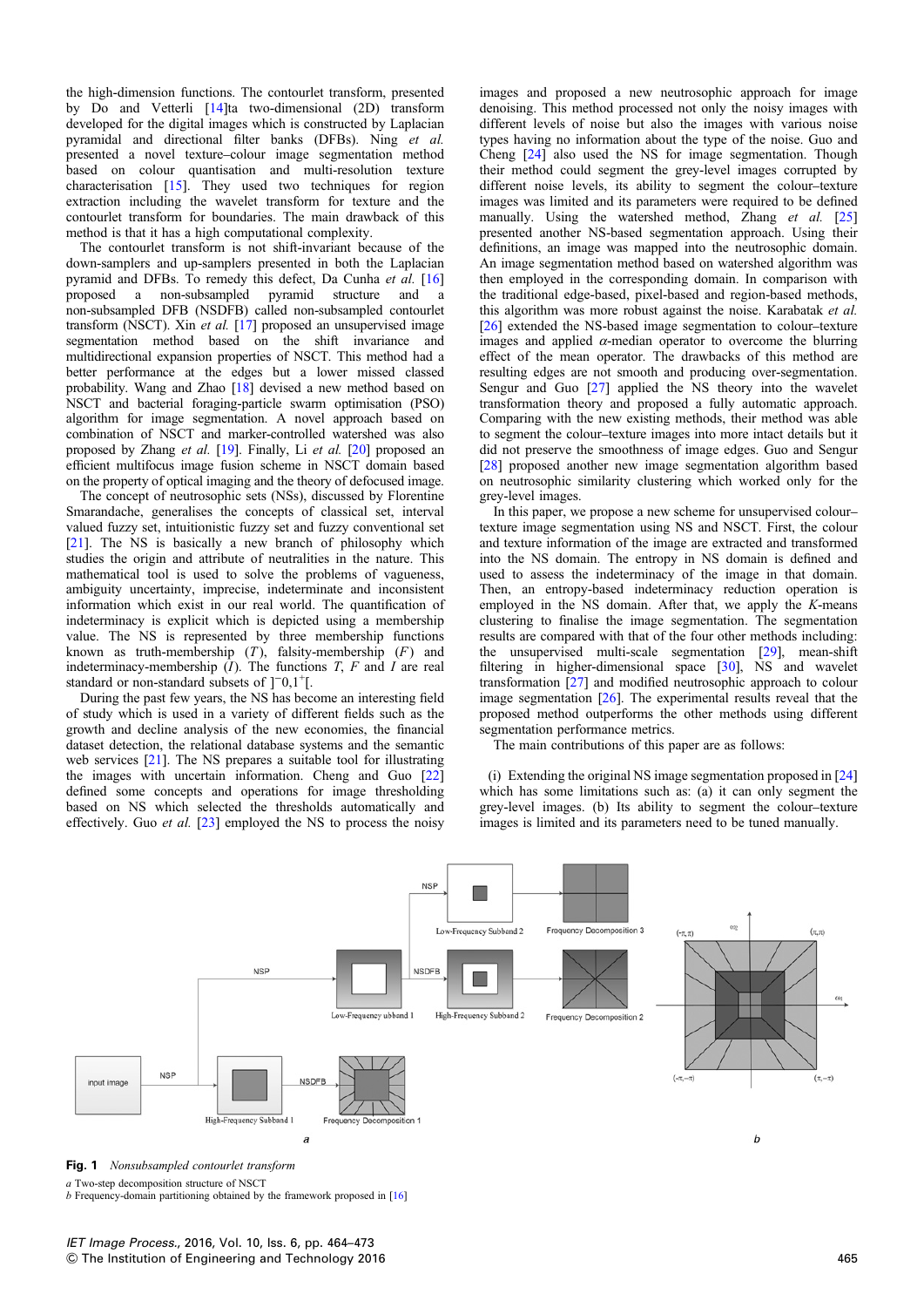the high-dimension functions. The contourlet transform, presented by Do and Vetterli [14]ta two-dimensional (2D) transform developed for the digital images which is constructed by Laplacian pyramidal and directional filter banks (DFBs). Ning *et al.* presented a novel texture–colour image segmentation method based on colour quantisation and multi-resolution texture characterisation [15]. They used two techniques for region extraction including the wavelet transform for texture and the contourlet transform for boundaries. The main drawback of this method is that it has a high computational complexity.

The contourlet transform is not shift-invariant because of the down-samplers and up-samplers presented in both the Laplacian pyramid and DFBs. To remedy this defect, Da Cunha *et al.* [16] proposed a non-subsampled pyramid structure and a non-subsampled DFB (NSDFB) called non-subsampled contourlet transform (NSCT). Xin *et al.* [17] proposed an unsupervised image segmentation method based on the shift invariance and multidirectional expansion properties of NSCT. This method had a better performance at the edges but a lower missed classed probability. Wang and Zhao [18] devised a new method based on NSCT and bacterial foraging-particle swarm optimisation (PSO) algorithm for image segmentation. A novel approach based on combination of NSCT and marker-controlled watershed was also proposed by Zhang *et al.* [19]. Finally, Li *et al.* [20] proposed an efficient multifocus image fusion scheme in NSCT domain based on the property of optical imaging and the theory of defocused image.

The concept of neutrosophic sets (NSs), discussed by Florentine Smarandache, generalises the concepts of classical set, interval valued fuzzy set, intuitionistic fuzzy set and fuzzy conventional set [21]. The NS is basically a new branch of philosophy which studies the origin and attribute of neutralities in the nature. This mathematical tool is used to solve the problems of vagueness, ambiguity uncertainty, imprecise, indeterminate and inconsistent information which exist in our real world. The quantification of indeterminacy is explicit which is depicted using a membership value. The NS is represented by three membership functions known as truth-membership ($T$), falsity-membership ($F$) and indeterminacy-membership ($I$). The functions $T$, $F$ and $I$ are real standard or non-standard subsets of $]^{-}0,1^{+}[$.

During the past few years, the NS has become an interesting field of study which is used in a variety of different fields such as the growth and decline analysis of the new economies, the financial dataset detection, the relational database systems and the semantic web services [21]. The NS prepares a suitable tool for illustrating the images with uncertain information. Cheng and Guo [22] defined some concepts and operations for image thresholding based on NS which selected the thresholds automatically and effectively. Guo *et al.* [23] employed the NS to process the noisy images and proposed a new neutrosophic approach for image denoising. This method processed not only the noisy images with different levels of noise but also the images with various noise types having no information about the type of the noise. Guo and Cheng [24] also used the NS for image segmentation. Though their method could segment the grey-level images corrupted by different noise levels, its ability to segment the colour–texture images was limited and its parameters were required to be defined manually. Using the watershed method, Zhang *et al.* [25] presented another NS-based segmentation approach. Using their definitions, an image was mapped into the neutrosophic domain. An image segmentation method based on watershed algorithm was then employed in the corresponding domain. In comparison with the traditional edge-based, pixel-based and region-based methods, this algorithm was more robust against the noise. Karabatak *et al.* [26] extended the NS-based image segmentation to colour–texture images and applied $\alpha$-median operator to overcome the blurring effect of the mean operator. The drawbacks of this method are resulting edges are not smooth and producing over-segmentation. Sengur and Guo [27] applied the NS theory into the wavelet transformation theory and proposed a fully automatic approach. Comparing with the new existing methods, their method was able to segment the colour–texture images into more intact details but it did not preserve the smoothness of image edges. Guo and Sengur [28] proposed another new image segmentation algorithm based on neutrosophic similarity clustering which worked only for the grey-level images.

In this paper, we propose a new scheme for unsupervised colour–texture image segmentation using NS and NSCT. First, the colour and texture information of the image are extracted and transformed into the NS domain. The entropy in NS domain is defined and used to assess the indeterminacy of the image in that domain. Then, an entropy-based indeterminacy reduction operation is employed in the NS domain. After that, we apply the $K$-means clustering to finalise the image segmentation. The segmentation results are compared with that of the four other methods including: the unsupervised multi-scale segmentation [29], mean-shift filtering in higher-dimensional space [30], NS and wavelet transformation [27] and modified neutrosophic approach to colour image segmentation [26]. The experimental results reveal that the proposed method outperforms the other methods using different segmentation performance metrics.

The main contributions of this paper are as follows:

(i) Extending the original NS image segmentation proposed in [24] which has some limitations such as: (a) it can only segment the grey-level images. (b) Its ability to segment the colour–texture images is limited and its parameters need to be tuned manually.

**Fig. 1** *Nonsubsampled contourlet transform*

*a* Two-step decomposition structure of NSCT
*b* Frequency-domain partitioning obtained by the framework proposed in [16]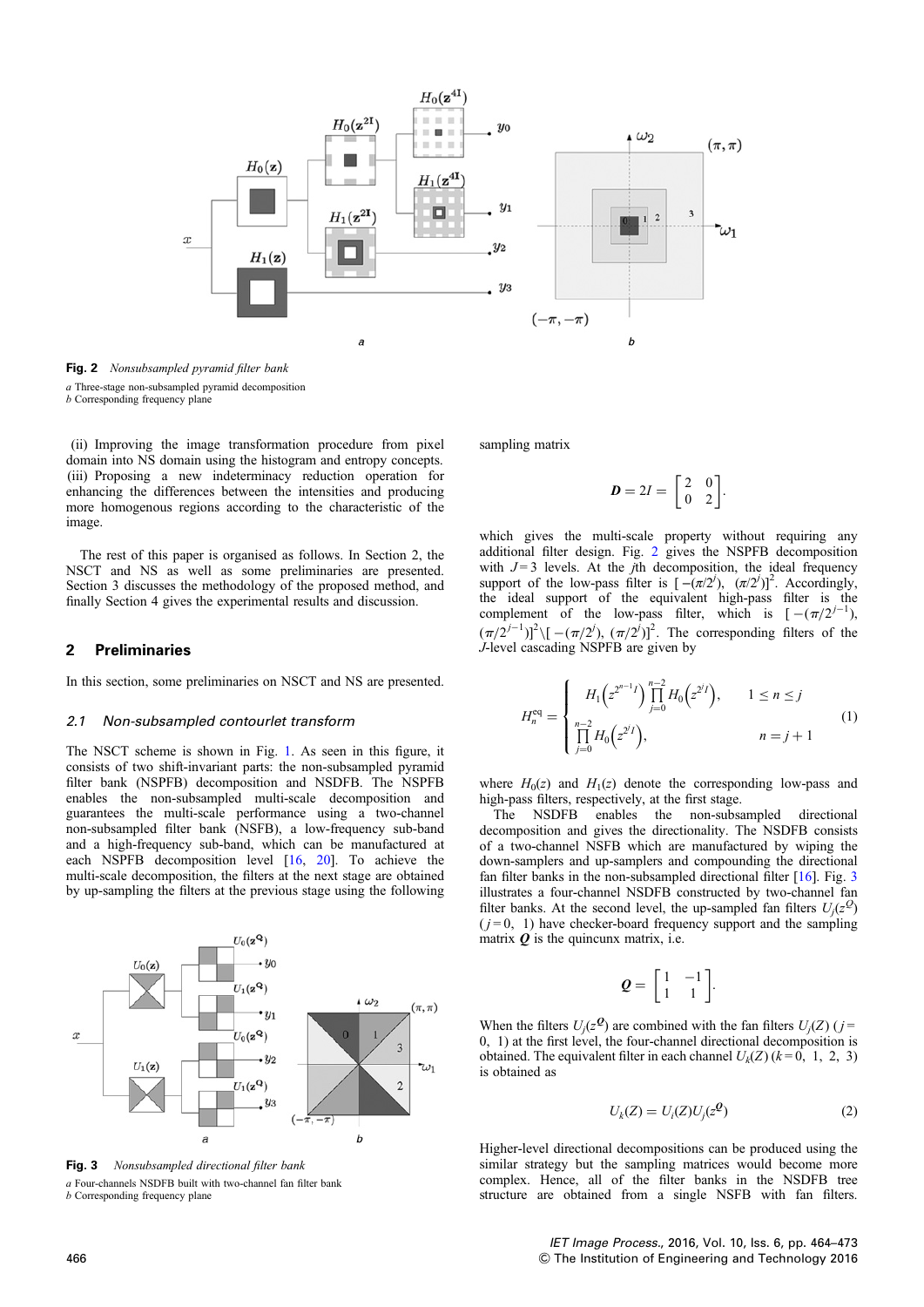Fig. 2 *Nonsubsampled pyramid filter bank*

*a* Three-stage non-subsampled pyramid decomposition
*b* Corresponding frequency plane

(ii) Improving the image transformation procedure from pixel domain into NS domain using the histogram and entropy concepts. (iii) Proposing a new indeterminacy reduction operation for enhancing the differences between the intensities and producing more homogenous regions according to the characteristic of the image.

The rest of this paper is organised as follows. In Section 2, the NSCT and NS as well as some preliminaries are presented. Section 3 discusses the methodology of the proposed method, and finally Section 4 gives the experimental results and discussion.

## 2 Preliminaries

In this section, some preliminaries on NSCT and NS are presented.

### 2.1 Non-subsampled contourlet transform

The NSCT scheme is shown in Fig. 1. As seen in this figure, it consists of two shift-invariant parts: the non-subsampled pyramid filter bank (NSPFB) decomposition and NSDFB. The NSPFB enables the non-subsampled multi-scale decomposition and guarantees the multi-scale performance using a two-channel non-subsampled filter bank (NSFB), a low-frequency sub-band and a high-frequency sub-band, which can be manufactured at each NSPFB decomposition level [16, 20]. To achieve the multi-scale decomposition, the filters at the next stage are obtained by up-sampling the filters at the previous stage using the following sampling matrix

$$\boldsymbol{D} = 2I = \begin{bmatrix} 2 & 0 \\ 0 & 2 \end{bmatrix}.$$

which gives the multi-scale property without requiring any additional filter design. Fig. 2 gives the NSPFB decomposition with $J = 3$ levels. At the $j$th decomposition, the ideal frequency support of the low-pass filter is $[-(\pi/2^j), (\pi/2^j)]^2$. Accordingly, the ideal support of the equivalent high-pass filter is the complement of the low-pass filter, which is $[-(\pi/2^{j-1}), (\pi/2^{j-1})]^2 \backslash [-(\pi/2^j), (\pi/2^j)]^2$. The corresponding filters of the $J$-level cascading NSPFB are given by

$$H_n^{\text{eq}} = \begin{cases} H_1\left(z^{2^{n-1}I}\right) \prod_{j=0}^{n-2} H_0\left(z^{2^j I}\right), & 1 \le n \le j \\ \prod_{j=0}^{n-2} H_0\left(z^{2^j I}\right), & n = j + 1 \end{cases} \tag{1}$$

where $H_0(z)$ and $H_1(z)$ denote the corresponding low-pass and high-pass filters, respectively, at the first stage.

The NSDFB enables the non-subsampled directional decomposition and gives the directionality. The NSDFB consists of a two-channel NSFB which are manufactured by wiping the down-samplers and up-samplers and compounding the directional fan filter banks in the non-subsampled directional filter [16]. Fig. 3 illustrates a four-channel NSDFB constructed by two-channel fan filter banks. At the second level, the up-sampled fan filters $U_j(z^{\boldsymbol{Q}})$ ($j = 0, 1$) have checker-board frequency support and the sampling matrix $\boldsymbol{Q}$ is the quincunx matrix, i.e.

$$\boldsymbol{Q} = \begin{bmatrix} 1 & -1 \\ 1 & 1 \end{bmatrix}.$$

When the filters $U_j(z^{\boldsymbol{Q}})$ are combined with the fan filters $U_j(Z)$ ($j = 0, 1$) at the first level, the four-channel directional decomposition is obtained. The equivalent filter in each channel $U_k(Z)$ ($k = 0, 1, 2, 3$) is obtained as

$$U_k(Z) = U_i(Z) U_j(z^{\boldsymbol{Q}}) \tag{2}$$

Higher-level directional decompositions can be produced using the similar strategy but the sampling matrices would become more complex. Hence, all of the filter banks in the NSDFB tree structure are obtained from a single NSFB with fan filters.

Fig. 3 *Nonsubsampled directional filter bank*

*a* Four-channels NSDFB built with two-channel fan filter bank
*b* Corresponding frequency plane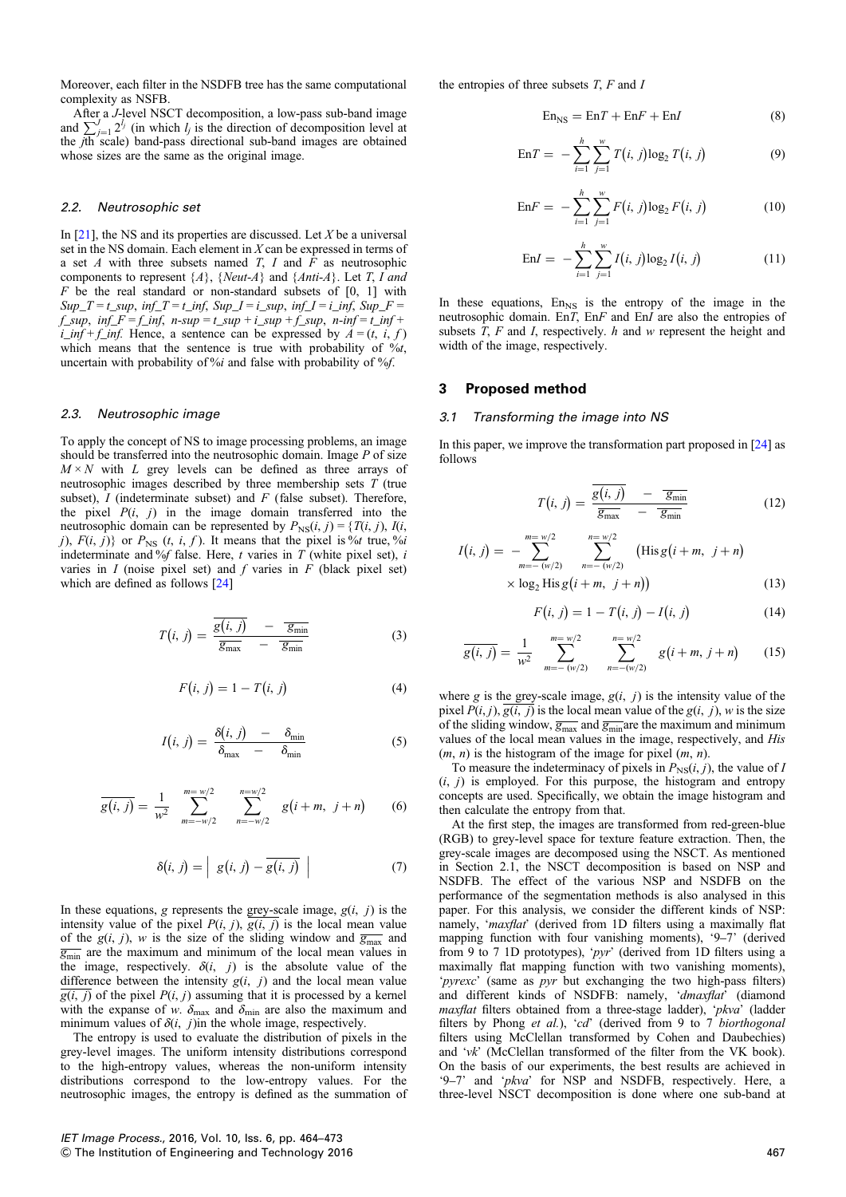Moreover, each filter in the NSDFB tree has the same computational complexity as NSFB.

After a $J$-level NSCT decomposition, a low-pass sub-band image and $\sum_{j=1}^{J} 2^{l_j}$ (in which $l_j$ is the direction of decomposition level at the $j$th scale) band-pass directional sub-band images are obtained whose sizes are the same as the original image.

### 2.2. Neutrosophic set

In [21], the NS and its properties are discussed. Let $X$ be a universal set in the NS domain. Each element in $X$ can be expressed in terms of a set $A$ with three subsets named $T$, $I$ and $F$ as neutrosophic components to represent $\{A\}$, $\{Neut\text{-}A\}$ and $\{Anti\text{-}A\}$. Let $T$, $I$ and $F$ be the real standard or non-standard subsets of [0, 1] with $Sup\_T = t\_sup$, $inf\_T = t\_inf$, $Sup\_I = i\_sup$, $inf\_I = i\_inf$, $Sup\_F = f\_sup$, $inf\_F = f\_inf$, $n\text{-}sup = t\_sup + i\_sup + f\_sup$, $n\text{-}inf = t\_inf + i\_inf + f\_inf$. Hence, a sentence can be expressed by $A = (t, i, f)$ which means that the sentence is true with probability of $\%t$, uncertain with probability of $\%i$ and false with probability of $\%f$.

### 2.3. Neutrosophic image

To apply the concept of NS to image processing problems, an image should be transferred into the neutrosophic domain. Image $P$ of size $M \times N$ with $L$ grey levels can be defined as three arrays of neutrosophic images described by three membership sets $T$ (true subset), $I$ (indeterminate subset) and $F$ (false subset). Therefore, the pixel $P(i, j)$ in the image domain transferred into the neutrosophic domain can be represented by $P_{NS}(i, j) = \{T(i, j), I(i, j), F(i, j)\}$ or $P_{NS}$ $(t, i, f)$. It means that the pixel is $\%t$ true, $\%i$ indeterminate and $\%f$ false. Here, $t$ varies in $T$ (white pixel set), $i$ varies in $I$ (noise pixel set) and $f$ varies in $F$ (black pixel set) which are defined as follows [24]

$$T(i, j) = \frac{\overline{g(i, j)} - \overline{g_{\min}}}{\overline{g_{\max}} - \overline{g_{\min}}} \tag{3}$$

$$F(i, j) = 1 - T(i, j) \tag{4}$$

$$I(i, j) = \frac{\delta(i, j) - \delta_{\min}}{\delta_{\max} - \delta_{\min}} \tag{5}$$

$$\overline{g(i, j)} = \frac{1}{w^2} \sum_{m=-w/2}^{m=w/2} \sum_{n=-w/2}^{n=w/2} g(i+m, j+n) \tag{6}$$

$$\delta(i, j) = \left| g(i, j) - \overline{g(i, j)} \right| \tag{7}$$

In these equations, $g$ represents the grey-scale image, $g(i, j)$ is the intensity value of the pixel $P(i, j)$, $\overline{g(i, j)}$ is the local mean value of the $g(i, j)$, $w$ is the size of the sliding window and $\overline{g_{\max}}$ and $\overline{g_{\min}}$ are the maximum and minimum of the local mean values in the image, respectively. $\delta(i, j)$ is the absolute value of the difference between the intensity $g(i, j)$ and the local mean value $\overline{g(i, j)}$ of the pixel $P(i, j)$ assuming that it is processed by a kernel with the expanse of $w$. $\delta_{\max}$ and $\delta_{\min}$ are also the maximum and minimum values of $\delta(i, j)$in the whole image, respectively.

The entropy is used to evaluate the distribution of pixels in the grey-level images. The uniform intensity distributions correspond to the high-entropy values, whereas the non-uniform intensity distributions correspond to the low-entropy values. For the neutrosophic images, the entropy is defined as the summation of the entropies of three subsets $T$, $F$ and $I$

$$\text{En}_{\text{NS}} = \text{En}T + \text{En}F + \text{En}I \tag{8}$$

$$\text{En}T = -\sum_{i=1}^{h} \sum_{j=1}^{w} T(i, j) \log_2 T(i, j) \tag{9}$$

$$\text{En}F = -\sum_{i=1}^{h} \sum_{j=1}^{w} F(i, j) \log_2 F(i, j) \tag{10}$$

$$\text{En}I = -\sum_{i=1}^{h} \sum_{j=1}^{w} I(i, j) \log_2 I(i, j) \tag{11}$$

In these equations, $\text{En}_{\text{NS}}$ is the entropy of the image in the neutrosophic domain. $\text{En}T$, $\text{En}F$ and $\text{En}I$ are also the entropies of subsets $T$, $F$ and $I$, respectively. $h$ and $w$ represent the height and width of the image, respectively.

## 3 Proposed method

### 3.1 Transforming the image into NS

In this paper, we improve the transformation part proposed in [24] as follows

$$T(i, j) = \frac{\overline{g(i, j)} - \overline{g_{\min}}}{\overline{g_{\max}} - \overline{g_{\min}}} \tag{12}$$

$$I(i, j) = -\sum_{m=-(w/2)}^{m=w/2} \sum_{n=-(w/2)}^{n=w/2} \left(\text{His}\, g(i+m, j+n) \times \log_2 \text{His}\, g(i+m, j+n)\right) \tag{13}$$

$$F(i, j) = 1 - T(i, j) - I(i, j) \tag{14}$$

$$\overline{g(i, j)} = \frac{1}{w^2} \sum_{m=-(w/2)}^{m=w/2} \sum_{n=-(w/2)}^{n=w/2} g(i+m, j+n) \tag{15}$$

where $g$ is the grey-scale image, $g(i, j)$ is the intensity value of the pixel $P(i, j)$, $\overline{g(i, j)}$ is the local mean value of the $g(i, j)$, $w$ is the size of the sliding window, $\overline{g_{\max}}$ and $\overline{g_{\min}}$ are the maximum and minimum values of the local mean values in the image, respectively, and $His$ $(m, n)$ is the histogram of the image for pixel $(m, n)$.

To measure the indeterminacy of pixels in $P_{NS}(i, j)$, the value of $I$ $(i, j)$ is employed. For this purpose, the histogram and entropy concepts are used. Specifically, we obtain the image histogram and then calculate the entropy from that.

At the first step, the images are transformed from red-green-blue (RGB) to grey-level space for texture feature extraction. Then, the grey-scale images are decomposed using the NSCT. As mentioned in Section 2.1, the NSCT decomposition is based on NSP and NSDFB. The effect of the various NSP and NSDFB on the performance of the segmentation methods is also analysed in this paper. For this analysis, we consider the different kinds of NSP: namely, '*maxflat*' (derived from 1D filters using a maximally flat mapping function with four vanishing moments), '9–7' (derived from 9 to 7 1D prototypes), '*pyr*' (derived from 1D filters using a maximally flat mapping function with two vanishing moments), '*pyrexc*' (same as *pyr* but exchanging the two high-pass filters) and different kinds of NSDFB: namely, '*dmaxflat*' (diamond *maxflat* filters obtained from a three-stage ladder), '*pkva*' (ladder filters by Phong *et al.*), '*cd*' (derived from 9 to 7 *biorthogonal* filters using McClellan transformed by Cohen and Daubechies) and '*vk*' (McClellan transformed of the filter from the VK book). On the basis of our experiments, the best results are achieved in '9–7' and '*pkva*' for NSP and NSDFB, respectively. Here, a three-level NSCT decomposition is done where one sub-band at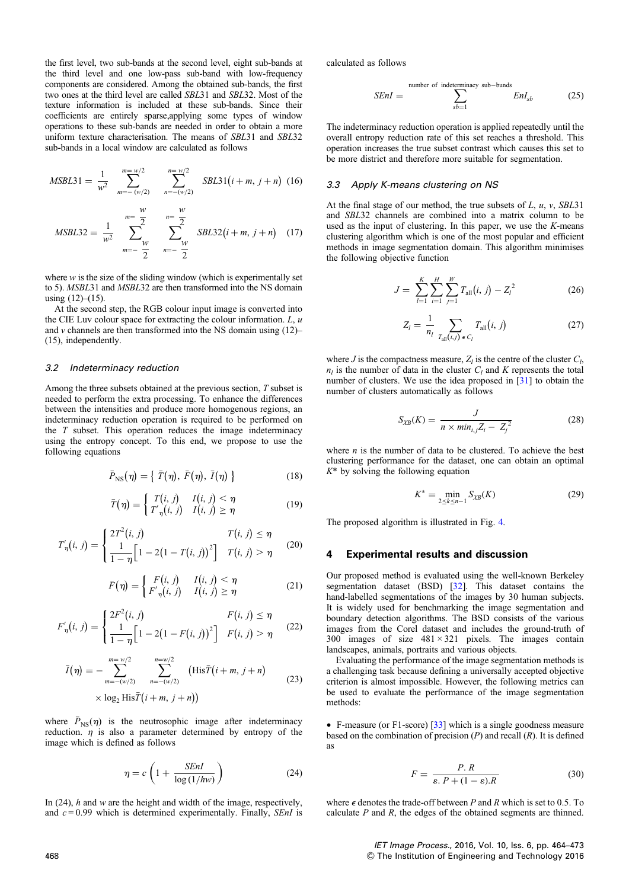the first level, two sub-bands at the second level, eight sub-bands at the third level and one low-pass sub-band with low-frequency components are considered. Among the obtained sub-bands, the first two ones at the third level are called *SBL*31 and *SBL*32. Most of the texture information is included at these sub-bands. Since their coefficients are entirely sparse,applying some types of window operations to these sub-bands are needed in order to obtain a more uniform texture characterisation. The means of *SBL*31 and *SBL*32 sub-bands in a local window are calculated as follows

$$MSBL31 = \frac{1}{w^2} \sum_{m=-(w/2)}^{m=w/2} \sum_{n=-(w/2)}^{n=w/2} SBL31(i+m, j+n) \quad (16)$$

$$MSBL32 = \frac{1}{w^2} \sum_{m=-\frac{w}{2}}^{m=\frac{w}{2}} \sum_{n=-\frac{w}{2}}^{n=\frac{w}{2}} SBL32(i+m, j+n) \quad (17)$$

where $w$ is the size of the sliding window (which is experimentally set to 5). *MSBL*31 and *MSBL*32 are then transformed into the NS domain using (12)–(15).

At the second step, the RGB colour input image is converted into the CIE Luv colour space for extracting the colour information. $L$, $u$ and $v$ channels are then transformed into the NS domain using (12)–(15), independently.

### 3.2 Indeterminacy reduction

Among the three subsets obtained at the previous section, $T$ subset is needed to perform the extra processing. To enhance the differences between the intensities and produce more homogenous regions, an indeterminacy reduction operation is required to be performed on the $T$ subset. This operation reduces the image indeterminacy using the entropy concept. To this end, we propose to use the following equations

$$\bar{P}_{\rm NS}(\eta) = \{ \bar{T}(\eta), \bar{F}(\eta), \bar{I}(\eta) \} \quad (18)$$

$$\bar{T}(\eta) = \begin{cases} T(i, j) & I(i, j) < \eta \\ T'_\eta(i, j) & I(i, j) \geq \eta \end{cases} \quad (19)$$

$$T'_\eta(i, j) = \begin{cases} 2T^2(i, j) & T(i, j) \leq \eta \\ \frac{1}{1-\eta}\left[1 - 2\left(1 - T(i, j)\right)^2\right] & T(i, j) > \eta \end{cases} \quad (20)$$

$$\bar{F}(\eta) = \begin{cases} F(i, j) & I(i, j) < \eta \\ F'_\eta(i, j) & I(i, j) \geq \eta \end{cases} \quad (21)$$

$$F'_\eta(i, j) = \begin{cases} 2F^2(i, j) & F(i, j) \leq \eta \\ \frac{1}{1-\eta}\left[1 - 2\left(1 - F(i, j)\right)^2\right] & F(i, j) > \eta \end{cases} \quad (22)$$

$$\bar{I}(\eta) = -\sum_{m=-(w/2)}^{m=w/2} \sum_{n=-(w/2)}^{n=w/2} \left({\rm His}\bar{T}(i+m, j+n) \times \log_2 {\rm His}\bar{T}(i+m, j+n)\right) \quad (23)$$

where $\bar{P}_{\rm NS}(\eta)$ is the neutrosophic image after indeterminacy reduction. $\eta$ is also a parameter determined by entropy of the image which is defined as follows

$$\eta = c\left(1 + \frac{SEnI}{\log(1/hw)}\right) \quad (24)$$

In (24), $h$ and $w$ are the height and width of the image, respectively, and $c = 0.99$ which is determined experimentally. Finally, *SEnI* is calculated as follows

$$SEnI = \sum_{sb=1}^{\text{number of indeterminacy sub-bunds}} EnI_{sb} \quad (25)$$

The indeterminacy reduction operation is applied repeatedly until the overall entropy reduction rate of this set reaches a threshold. This operation increases the true subset contrast which causes this set to be more district and therefore more suitable for segmentation.

### 3.3 Apply K-means clustering on NS

At the final stage of our method, the true subsets of $L$, $u$, $v$, *SBL*31 and *SBL*32 channels are combined into a matrix column to be used as the input of clustering. In this paper, we use the $K$-means clustering algorithm which is one of the most popular and efficient methods in image segmentation domain. This algorithm minimises the following objective function

$$J = \sum_{l=1}^{K} \sum_{i=1}^{H} \sum_{j=1}^{W} T_{\rm all}(i, j) - Z_l^2 \quad (26)$$

$$Z_l = \frac{1}{n_l} \sum_{T_{\rm all}(i,j) \in C_l} T_{\rm all}(i, j) \quad (27)$$

where $J$ is the compactness measure, $Z_l$ is the centre of the cluster $C_l$, $n_l$ is the number of data in the cluster $C_l$ and $K$ represents the total number of clusters. We use the idea proposed in [31] to obtain the number of clusters automatically as follows

$$S_{XB}(K) = \frac{J}{n \times min_{i,j} Z_i - Z_j^2} \quad (28)$$

where $n$ is the number of data to be clustered. To achieve the best clustering performance for the dataset, one can obtain an optimal $K^*$ by solving the following equation

$$K^* = \min_{2 \leq k \leq n-1} S_{XB}(K) \quad (29)$$

The proposed algorithm is illustrated in Fig. 4.

## 4 Experimental results and discussion

Our proposed method is evaluated using the well-known Berkeley segmentation dataset (BSD) [32]. This dataset contains the hand-labelled segmentations of the images by 30 human subjects. It is widely used for benchmarking the image segmentation and boundary detection algorithms. The BSD consists of the various images from the Corel dataset and includes the ground-truth of 300 images of size 481 × 321 pixels. The images contain landscapes, animals, portraits and various objects.

Evaluating the performance of the image segmentation methods is a challenging task because defining a universally accepted objective criterion is almost impossible. However, the following metrics can be used to evaluate the performance of the image segmentation methods:

- F-measure (or F1-score) [33] which is a single goodness measure based on the combination of precision ($P$) and recall ($R$). It is defined as

$$F = \frac{P.R}{\varepsilon.P + (1-\varepsilon).R} \quad (30)$$

where $\epsilon$ denotes the trade-off between $P$ and $R$ which is set to 0.5. To calculate $P$ and $R$, the edges of the obtained segments are thinned.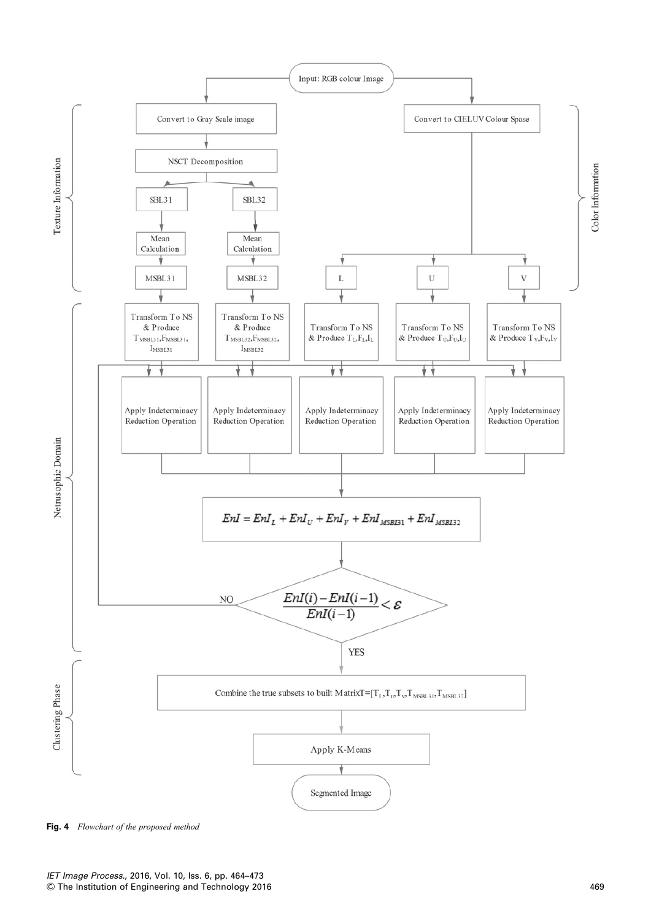Input: RGB colour Image

**Texture Information**

- Convert to Gray Scale image
- NSCT Decomposition
- SBL31 → Mean Calculation → MSBL31
- SBL32 → Mean Calculation → MSBL32

**Color Information**

- Convert to CIELUV Colour Spase
- L
- U
- V

**Netrusophic Domain**

- Transform To NS & Produce $T_{MSBL31}, F_{MSBL31}, I_{MSBL31}$
- Transform To NS & Produce $T_{MSBL32}, F_{MSBL32}, I_{MSBL32}$
- Transform To NS & Produce $T_L, F_L, I_L$
- Transform To NS & Produce $T_U, F_U, I_U$
- Transform To NS & Produce $T_V, F_V, I_V$
- Apply Indeterminacy Reduction Operation (for each of the five components)

$$EnI = EnI_L + EnI_U + EnI_V + EnI_{MSBL31} + EnI_{MSBL32}$$

$$\frac{EnI(i) - EnI(i-1)}{EnI(i-1)} < \varepsilon$$

NO → return to Apply Indeterminacy Reduction Operation

YES ↓

**Clustering Phase**

- Combine the true subsets to built Matrix$T=[T_L, T_U, T_V, T_{MSBL31}, T_{MSBL32}]$
- Apply K-Means

Segmented Image

**Fig. 4** *Flowchart of the proposed method*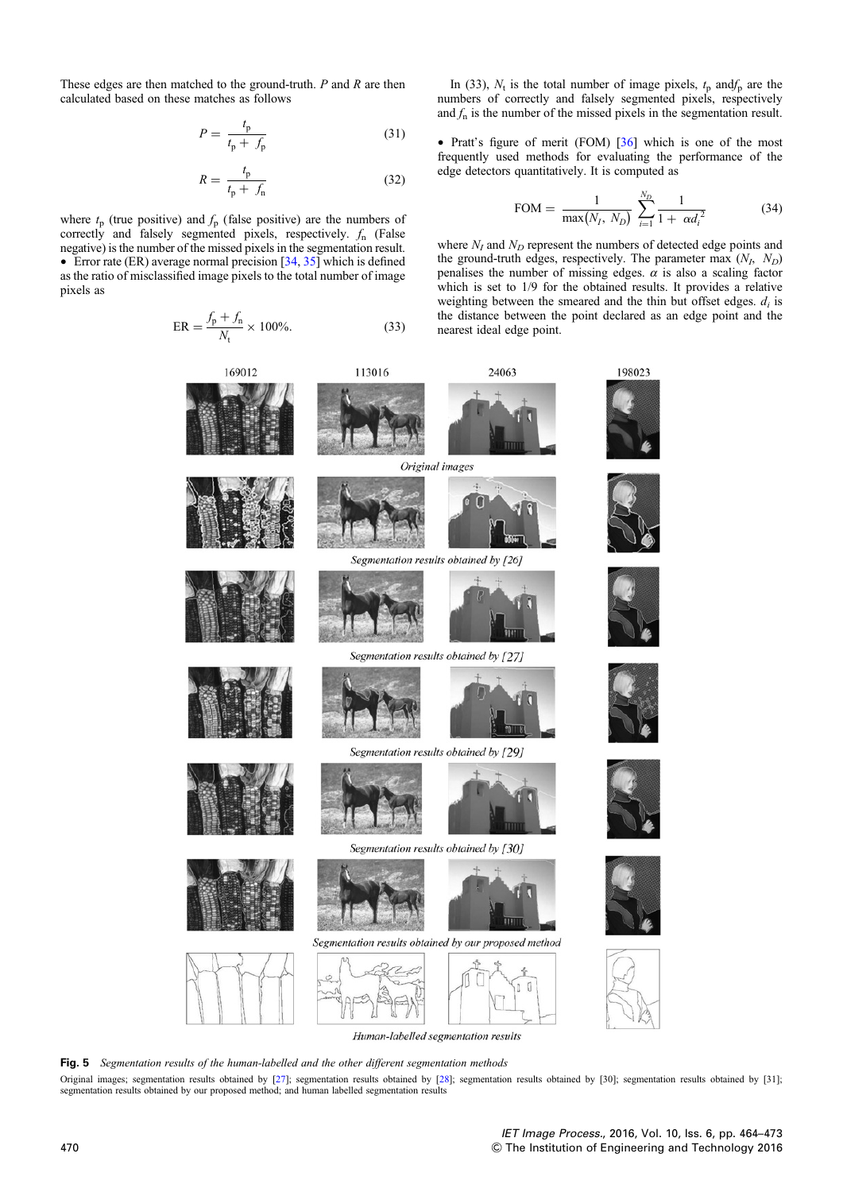These edges are then matched to the ground-truth. $P$ and $R$ are then calculated based on these matches as follows

$$P = \frac{t_p}{t_p + f_p} \tag{31}$$

$$R = \frac{t_p}{t_p + f_n} \tag{32}$$

where $t_p$ (true positive) and $f_p$ (false positive) are the numbers of correctly and falsely segmented pixels, respectively. $f_n$ (False negative) is the number of the missed pixels in the segmentation result.

- Error rate (ER) average normal precision [34, 35] which is defined as the ratio of misclassified image pixels to the total number of image pixels as

$$\text{ER} = \frac{f_p + f_n}{N_t} \times 100\%. \tag{33}$$

In (33), $N_t$ is the total number of image pixels, $t_p$ and $f_p$ are the numbers of correctly and falsely segmented pixels, respectively and $f_n$ is the number of the missed pixels in the segmentation result.

- Pratt's figure of merit (FOM) [36] which is one of the most frequently used methods for evaluating the performance of the edge detectors quantitatively. It is computed as

$$\text{FOM} = \frac{1}{\max(N_I, N_D)} \sum_{i=1}^{N_D} \frac{1}{1 + \alpha d_i^2} \tag{34}$$

where $N_I$ and $N_D$ represent the numbers of detected edge points and the ground-truth edges, respectively. The parameter max ($N_I$, $N_D$) penalises the number of missing edges. $\alpha$ is also a scaling factor which is set to 1/9 for the obtained results. It provides a relative weighting between the smeared and the thin but offset edges. $d_i$ is the distance between the point declared as an edge point and the nearest ideal edge point.

**Fig. 5** *Segmentation results of the human-labelled and the other different segmentation methods*

Original images; segmentation results obtained by [27]; segmentation results obtained by [28]; segmentation results obtained by [30]; segmentation results obtained by [31]; segmentation results obtained by our proposed method; and human labelled segmentation results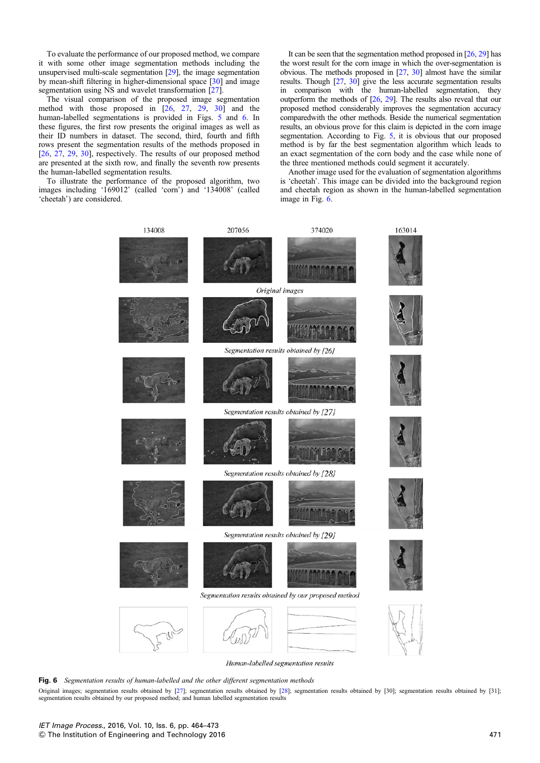To evaluate the performance of our proposed method, we compare it with some other image segmentation methods including the unsupervised multi-scale segmentation [29], the image segmentation by mean-shift filtering in higher-dimensional space [30] and image segmentation using NS and wavelet transformation [27].

The visual comparison of the proposed image segmentation method with those proposed in [26, 27, 29, 30] and the human-labelled segmentations is provided in Figs. 5 and 6. In these figures, the first row presents the original images as well as their ID numbers in dataset. The second, third, fourth and fifth rows present the segmentation results of the methods proposed in [26, 27, 29, 30], respectively. The results of our proposed method are presented at the sixth row, and finally the seventh row presents the human-labelled segmentation results.

To illustrate the performance of the proposed algorithm, two images including '169012' (called 'corn') and '134008' (called 'cheetah') are considered.

It can be seen that the segmentation method proposed in [26, 29] has the worst result for the corn image in which the over-segmentation is obvious. The methods proposed in [27, 30] almost have the similar results. Though [27, 30] give the less accurate segmentation results in comparison with the human-labelled segmentation, they outperform the methods of [26, 29]. The results also reveal that our proposed method considerably improves the segmentation accuracy comparedwith the other methods. Beside the numerical segmentation results, an obvious prove for this claim is depicted in the corn image segmentation. According to Fig. 5, it is obvious that our proposed method is by far the best segmentation algorithm which leads to an exact segmentation of the corn body and the case while none of the three mentioned methods could segment it accurately.

Another image used for the evaluation of segmentation algorithms is 'cheetah'. This image can be divided into the background region and cheetah region as shown in the human-labelled segmentation image in Fig. 6.

134008 207056 374020 163014

*Original images*

*Segmentation results obtained by [26]*

*Segmentation results obtained by [27]*

*Segmentation results obtained by [28]*

*Segmentation results obtained by [29]*

*Segmentation results obtained by our proposed method*

*Human-labelled segmentation results*

**Fig. 6** *Segmentation results of human-labelled and the other different segmentation methods*

Original images; segmentation results obtained by [27]; segmentation results obtained by [28]; segmentation results obtained by [30]; segmentation results obtained by [31]; segmentation results obtained by our proposed method; and human labelled segmentation results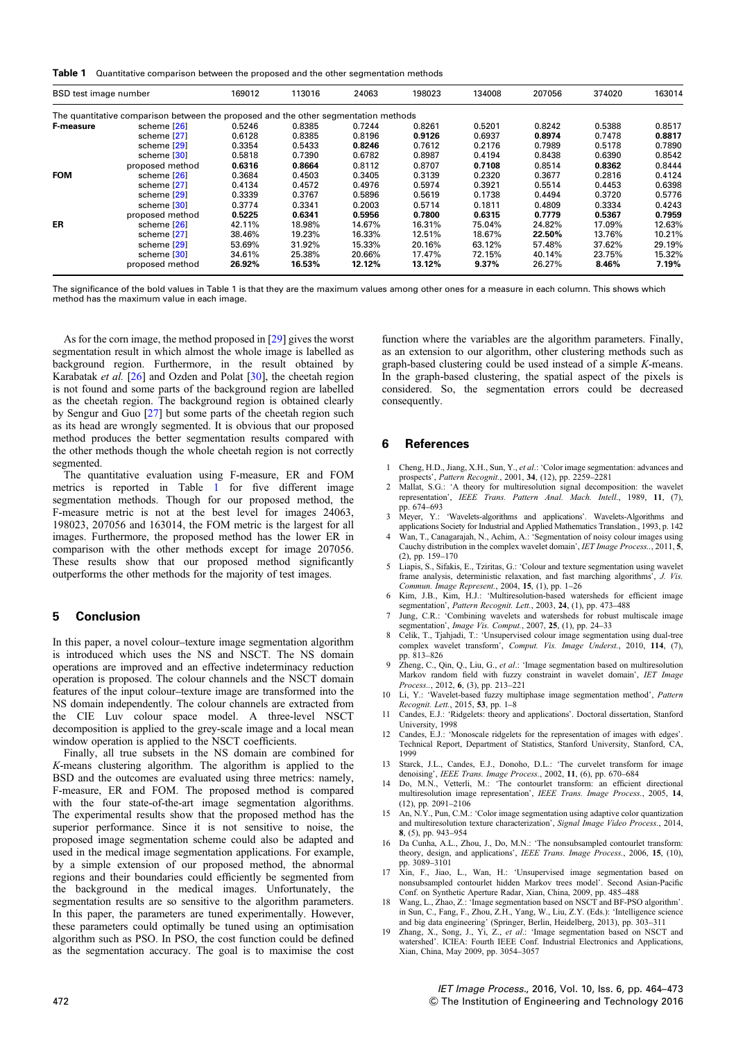**Table 1** Quantitative comparison between the proposed and the other segmentation methods

| BSD test image number | | 169012 | 113016 | 24063 | 198023 | 134008 | 207056 | 374020 | 163014 |
|---|---|---|---|---|---|---|---|---|---|
| The quantitative comparison between the proposed and the other segmentation methods | | | | | | | | | |
| **F-measure** | scheme [26] | 0.5246 | 0.8385 | 0.7244 | 0.8261 | 0.5201 | 0.8242 | 0.5388 | 0.8517 |
| | scheme [27] | 0.6128 | 0.8385 | 0.8196 | **0.9126** | 0.6937 | **0.8974** | 0.7478 | **0.8817** |
| | scheme [29] | 0.3354 | 0.5433 | **0.8246** | 0.7612 | 0.2176 | 0.7989 | 0.5178 | 0.7890 |
| | scheme [30] | 0.5818 | 0.7390 | 0.6782 | 0.8987 | 0.4194 | 0.8438 | 0.6390 | 0.8542 |
| | proposed method | **0.6316** | **0.8664** | 0.8112 | 0.8707 | **0.7108** | 0.8514 | **0.8362** | 0.8444 |
| **FOM** | scheme [26] | 0.3684 | 0.4503 | 0.3405 | 0.3139 | 0.2320 | 0.3677 | 0.2816 | 0.4124 |
| | scheme [27] | 0.4134 | 0.4572 | 0.4976 | 0.5974 | 0.3921 | 0.5514 | 0.4453 | 0.6398 |
| | scheme [29] | 0.3339 | 0.3767 | 0.5896 | 0.5619 | 0.1738 | 0.4494 | 0.3720 | 0.5776 |
| | scheme [30] | 0.3774 | 0.3341 | 0.2003 | 0.5714 | 0.1811 | 0.4809 | 0.3334 | 0.4243 |
| | proposed method | **0.5225** | **0.6341** | **0.5956** | **0.7800** | **0.6315** | **0.7779** | **0.5367** | **0.7959** |
| **ER** | scheme [26] | 42.11% | 18.98% | 14.67% | 16.31% | 75.04% | 24.82% | 17.09% | 12.63% |
| | scheme [27] | 38.46% | 19.23% | 16.33% | 12.51% | 18.67% | **22.50%** | 13.76% | 10.21% |
| | scheme [29] | 53.69% | 31.92% | 15.33% | 20.16% | 63.12% | 57.48% | 37.62% | 29.19% |
| | scheme [30] | 34.61% | 25.38% | 20.66% | 17.47% | 72.15% | 40.14% | 23.75% | 15.32% |
| | proposed method | **26.92%** | **16.53%** | **12.12%** | **13.12%** | **9.37%** | 26.27% | **8.46%** | **7.19%** |

The significance of the bold values in Table 1 is that they are the maximum values among other ones for a measure in each column. This shows which method has the maximum value in each image.

As for the corn image, the method proposed in [29] gives the worst segmentation result in which almost the whole image is labelled as background region. Furthermore, in the result obtained by Karabatak *et al.* [26] and Ozden and Polat [30], the cheetah region is not found and some parts of the background region are labelled as the cheetah region. The background region is obtained clearly by Sengur and Guo [27] but some parts of the cheetah region such as its head are wrongly segmented. It is obvious that our proposed method produces the better segmentation results compared with the other methods though the whole cheetah region is not correctly segmented.

The quantitative evaluation using F-measure, ER and FOM metrics is reported in Table 1 for five different image segmentation methods. Though for our proposed method, the F-measure metric is not at the best level for images 24063, 198023, 207056 and 163014, the FOM metric is the largest for all images. Furthermore, the proposed method has the lower ER in comparison with the other methods except for image 207056. These results show that our proposed method significantly outperforms the other methods for the majority of test images.

## 5 Conclusion

In this paper, a novel colour–texture image segmentation algorithm is introduced which uses the NS and NSCT. The NS domain operations are improved and an effective indeterminacy reduction operation is proposed. The colour channels and the NSCT domain features of the input colour–texture image are transformed into the NS domain independently. The colour channels are extracted from the CIE Luv colour space model. A three-level NSCT decomposition is applied to the grey-scale image and a local mean window operation is applied to the NSCT coefficients.

Finally, all true subsets in the NS domain are combined for *K*-means clustering algorithm. The algorithm is applied to the BSD and the outcomes are evaluated using three metrics: namely, F-measure, ER and FOM. The proposed method is compared with the four state-of-the-art image segmentation algorithms. The experimental results show that the proposed method has the superior performance. Since it is not sensitive to noise, the proposed image segmentation scheme could also be adapted and used in the medical image segmentation applications. For example, by a simple extension of our proposed method, the abnormal regions and their boundaries could efficiently be segmented from the background in the medical images. Unfortunately, the segmentation results are so sensitive to the algorithm parameters. In this paper, the parameters are tuned experimentally. However, these parameters could optimally be tuned using an optimisation algorithm such as PSO. In PSO, the cost function could be defined as the segmentation accuracy. The goal is to maximise the cost function where the variables are the algorithm parameters. Finally, as an extension to our algorithm, other clustering methods such as graph-based clustering could be used instead of a simple *K*-means. In the graph-based clustering, the spatial aspect of the pixels is considered. So, the segmentation errors could be decreased consequently.

## 6 References

1 Cheng, H.D., Jiang, X.H., Sun, Y., *et al.*: 'Color image segmentation: advances and prospects', *Pattern Recognit.*, 2001, **34**, (12), pp. 2259–2281

2 Mallat, S.G.: 'A theory for multiresolution signal decomposition: the wavelet representation', *IEEE Trans. Pattern Anal. Mach. Intell.*, 1989, **11**, (7), pp. 674–693

3 Meyer, Y.: 'Wavelets-algorithms and applications'. Wavelets-Algorithms and applications Society for Industrial and Applied Mathematics Translation., 1993, p. 142

4 Wan, T., Canagarajah, N., Achim, A.: 'Segmentation of noisy colour images using Cauchy distribution in the complex wavelet domain', *IET Image Process.*, 2011, **5**, (2), pp. 159–170

5 Liapis, S., Sifakis, E., Tziritas, G.: 'Colour and texture segmentation using wavelet frame analysis, deterministic relaxation, and fast marching algorithms', *J. Vis. Commun. Image Represent.*, 2004, **15**, (1), pp. 1–26

6 Kim, J.B., Kim, H.J.: 'Multiresolution-based watersheds for efficient image segmentation', *Pattern Recognit. Lett.*, 2003, **24**, (1), pp. 473–488

7 Jung, C.R.: 'Combining wavelets and watersheds for robust multiscale image segmentation', *Image Vis. Comput.*, 2007, **25**, (1), pp. 24–33

8 Celik, T., Tjahjadi, T.: 'Unsupervised colour image segmentation using dual-tree complex wavelet transform', *Comput. Vis. Image Underst.*, 2010, **114**, (7), pp. 813–826

9 Zheng, C., Qin, Q., Liu, G., *et al.*: 'Image segmentation based on multiresolution Markov random field with fuzzy constraint in wavelet domain', *IET Image Process.*, 2012, **6**, (3), pp. 213–221

10 Li, Y.: 'Wavelet-based fuzzy multiphase image segmentation method', *Pattern Recognit. Lett.*, 2015, **53**, pp. 1–8

11 Candes, E.J.: 'Ridgelets: theory and applications'. Doctoral dissertation, Stanford University, 1998

12 Candes, E.J.: 'Monoscale ridgelets for the representation of images with edges'. Technical Report, Department of Statistics, Stanford University, Stanford, CA, 1999

13 Starck, J.L., Candes, E.J., Donoho, D.L.: 'The curvelet transform for image denoising', *IEEE Trans. Image Process.*, 2002, **11**, (6), pp. 670–684

14 Do, M.N., Vetterli, M.: 'The contourlet transform: an efficient directional multiresolution image representation', *IEEE Trans. Image Process.*, 2005, **14**, (12), pp. 2091–2106

15 An, N.Y., Pun, C.M.: 'Color image segmentation using adaptive color quantization and multiresolution texture characterization', *Signal Image Video Process.*, 2014, **8**, (5), pp. 943–954

16 Da Cunha, A.L., Zhou, J., Do, M.N.: 'The nonsubsampled contourlet transform: theory, design, and applications', *IEEE Trans. Image Process.*, 2006, **15**, (10), pp. 3089–3101

17 Xin, F., Jiao, L., Wan, H.: 'Unsupervised image segmentation based on nonsubsampled contourlet hidden Markov trees model'. Second Asian-Pacific Conf. on Synthetic Aperture Radar, Xian, China, 2009, pp. 485–488

18 Wang, L., Zhao, Z.: 'Image segmentation based on NSCT and BF-PSO algorithm'. in Sun, C., Fang, F., Zhou, Z.H., Yang, W., Liu, Z.Y. (Eds.): 'Intelligence science and big data engineering' (Springer, Berlin, Heidelberg, 2013), pp. 303–311

19 Zhang, X., Song, J., Yi, Z., *et al.*: 'Image segmentation based on NSCT and watershed'. ICIEA: Fourth IEEE Conf. Industrial Electronics and Applications, Xian, China, May 2009, pp. 3054–3057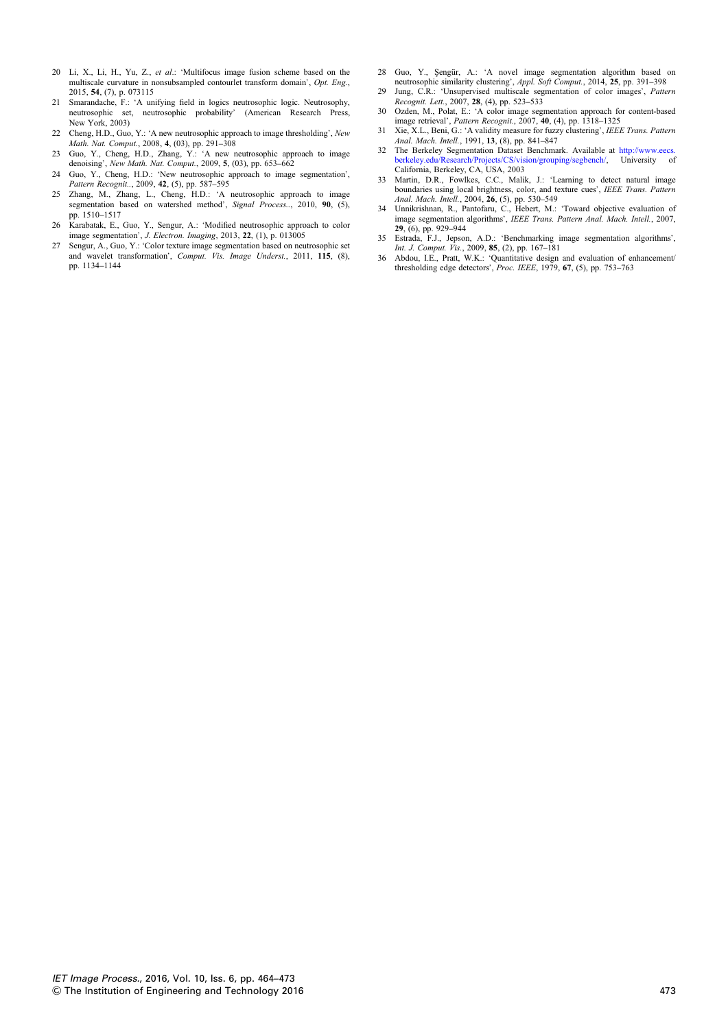20 Li, X., Li, H., Yu, Z., *et al*.: 'Multifocus image fusion scheme based on the multiscale curvature in nonsubsampled contourlet transform domain', *Opt. Eng.*, 2015, **54**, (7), p. 073115

21 Smarandache, F.: 'A unifying field in logics neutrosophic logic. Neutrosophy, neutrosophic set, neutrosophic probability' (American Research Press, New York, 2003)

22 Cheng, H.D., Guo, Y.: 'A new neutrosophic approach to image thresholding', *New Math. Nat. Comput.*, 2008, **4**, (03), pp. 291–308

23 Guo, Y., Cheng, H.D., Zhang, Y.: 'A new neutrosophic approach to image denoising', *New Math. Nat. Comput.*, 2009, **5**, (03), pp. 653–662

24 Guo, Y., Cheng, H.D.: 'New neutrosophic approach to image segmentation', *Pattern Recognit.*., 2009, **42**, (5), pp. 587–595

25 Zhang, M., Zhang, L., Cheng, H.D.: 'A neutrosophic approach to image segmentation based on watershed method', *Signal Process.*., 2010, **90**, (5), pp. 1510–1517

26 Karabatak, E., Guo, Y., Sengur, A.: 'Modified neutrosophic approach to color image segmentation', *J. Electron. Imaging*, 2013, **22**, (1), p. 013005

27 Sengur, A., Guo, Y.: 'Color texture image segmentation based on neutrosophic set and wavelet transformation', *Comput. Vis. Image Underst.*, 2011, **115**, (8), pp. 1134–1144

28 Guo, Y., Şengür, A.: 'A novel image segmentation algorithm based on neutrosophic similarity clustering', *Appl. Soft Comput.*, 2014, **25**, pp. 391–398

29 Jung, C.R.: 'Unsupervised multiscale segmentation of color images', *Pattern Recognit. Lett.*, 2007, **28**, (4), pp. 523–533

30 Ozden, M., Polat, E.: 'A color image segmentation approach for content-based image retrieval', *Pattern Recognit.*, 2007, **40**, (4), pp. 1318–1325

31 Xie, X.L., Beni, G.: 'A validity measure for fuzzy clustering', *IEEE Trans. Pattern Anal. Mach. Intell.*, 1991, **13**, (8), pp. 841–847

32 The Berkeley Segmentation Dataset Benchmark. Available at http://www.eecs.berkeley.edu/Research/Projects/CS/vision/grouping/segbench/, University of California, Berkeley, CA, USA, 2003

33 Martin, D.R., Fowlkes, C.C., Malik, J.: 'Learning to detect natural image boundaries using local brightness, color, and texture cues', *IEEE Trans. Pattern Anal. Mach. Intell.*, 2004, **26**, (5), pp. 530–549

34 Unnikrishnan, R., Pantofaru, C., Hebert, M.: 'Toward objective evaluation of image segmentation algorithms', *IEEE Trans. Pattern Anal. Mach. Intell.*, 2007, **29**, (6), pp. 929–944

35 Estrada, F.J., Jepson, A.D.: 'Benchmarking image segmentation algorithms', *Int. J. Comput. Vis.*, 2009, **85**, (2), pp. 167–181

36 Abdou, I.E., Pratt, W.K.: 'Quantitative design and evaluation of enhancement/thresholding edge detectors', *Proc. IEEE*, 1979, **67**, (5), pp. 753–763